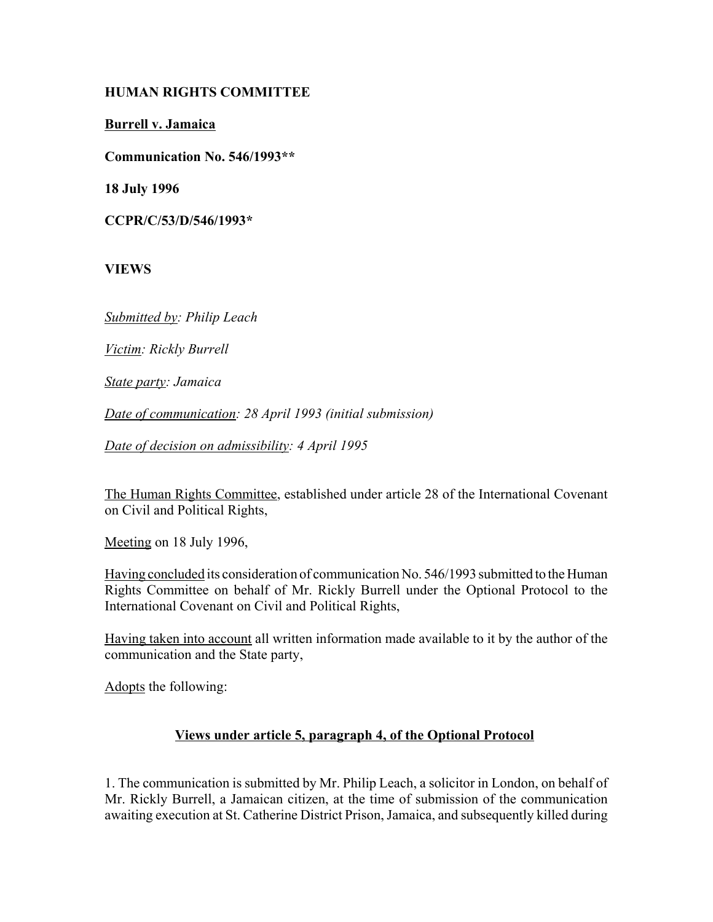**HUMAN RIGHTS COMMITTEE**

**Burrell v. Jamaica**

**Communication No. 546/1993****

**18 July 1996**

**CCPR/C/53/D/546/1993***

**VIEWS**

*Submitted by: Philip Leach*

*Victim: Rickly Burrell*

*State party: Jamaica*

*Date of communication: 28 April 1993 (initial submission)*

*Date of decision on admissibility: 4 April 1995*

The Human Rights Committee, established under article 28 of the International Covenant on Civil and Political Rights,

Meeting on 18 July 1996,

Having concluded its consideration of communication No. 546/1993 submitted to the Human Rights Committee on behalf of Mr. Rickly Burrell under the Optional Protocol to the International Covenant on Civil and Political Rights,

Having taken into account all written information made available to it by the author of the communication and the State party,

Adopts the following:

## Views under article 5, paragraph 4, of the Optional Protocol

1. The communication is submitted by Mr. Philip Leach, a solicitor in London, on behalf of Mr. Rickly Burrell, a Jamaican citizen, at the time of submission of the communication awaiting execution at St. Catherine District Prison, Jamaica, and subsequently killed during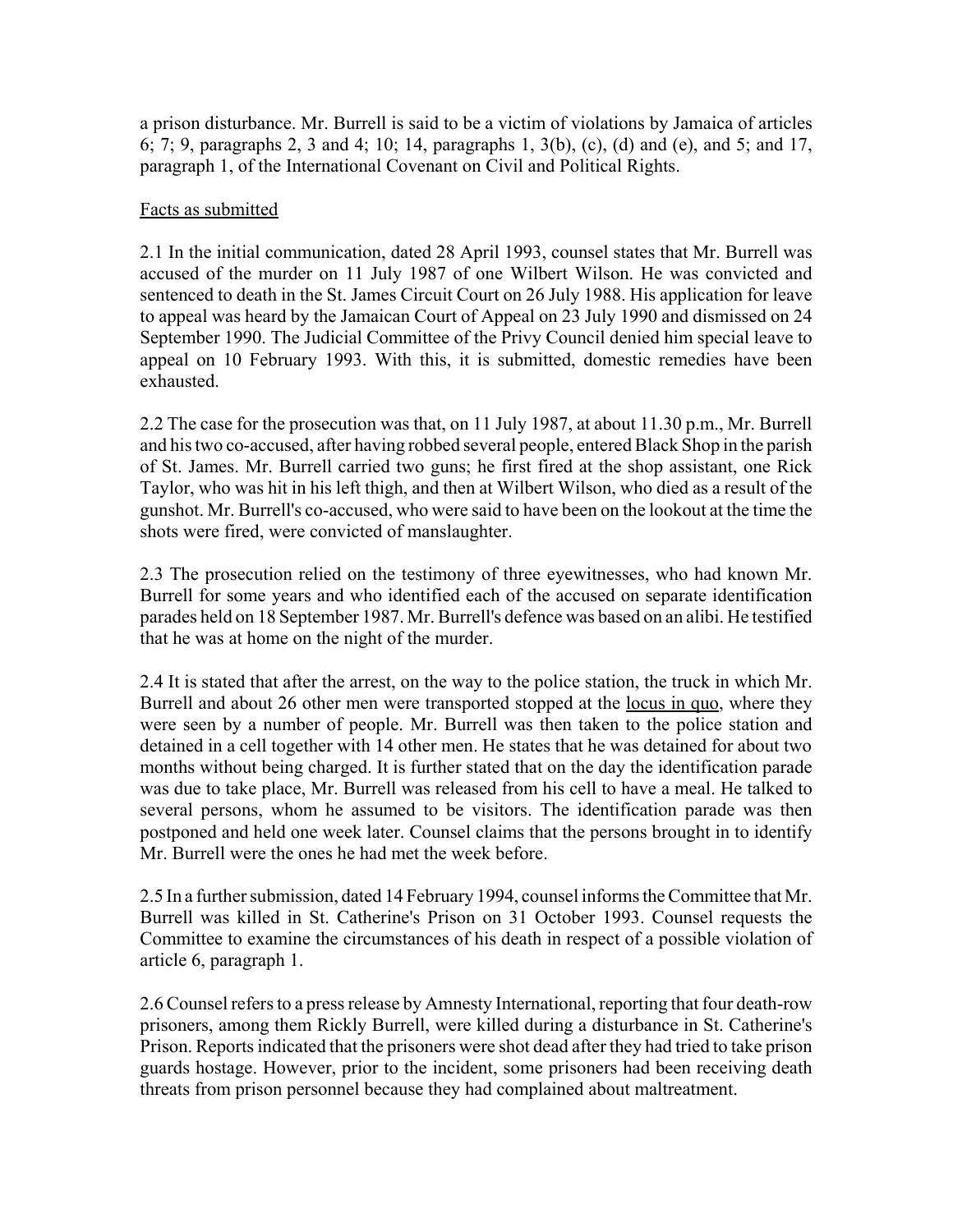a prison disturbance. Mr. Burrell is said to be a victim of violations by Jamaica of articles 6; 7; 9, paragraphs 2, 3 and 4; 10; 14, paragraphs 1, 3(b), (c), (d) and (e), and 5; and 17, paragraph 1, of the International Covenant on Civil and Political Rights.

Facts as submitted

2.1 In the initial communication, dated 28 April 1993, counsel states that Mr. Burrell was accused of the murder on 11 July 1987 of one Wilbert Wilson. He was convicted and sentenced to death in the St. James Circuit Court on 26 July 1988. His application for leave to appeal was heard by the Jamaican Court of Appeal on 23 July 1990 and dismissed on 24 September 1990. The Judicial Committee of the Privy Council denied him special leave to appeal on 10 February 1993. With this, it is submitted, domestic remedies have been exhausted.

2.2 The case for the prosecution was that, on 11 July 1987, at about 11.30 p.m., Mr. Burrell and his two co-accused, after having robbed several people, entered Black Shop in the parish of St. James. Mr. Burrell carried two guns; he first fired at the shop assistant, one Rick Taylor, who was hit in his left thigh, and then at Wilbert Wilson, who died as a result of the gunshot. Mr. Burrell's co-accused, who were said to have been on the lookout at the time the shots were fired, were convicted of manslaughter.

2.3 The prosecution relied on the testimony of three eyewitnesses, who had known Mr. Burrell for some years and who identified each of the accused on separate identification parades held on 18 September 1987. Mr. Burrell's defence was based on an alibi. He testified that he was at home on the night of the murder.

2.4 It is stated that after the arrest, on the way to the police station, the truck in which Mr. Burrell and about 26 other men were transported stopped at the locus in quo, where they were seen by a number of people. Mr. Burrell was then taken to the police station and detained in a cell together with 14 other men. He states that he was detained for about two months without being charged. It is further stated that on the day the identification parade was due to take place, Mr. Burrell was released from his cell to have a meal. He talked to several persons, whom he assumed to be visitors. The identification parade was then postponed and held one week later. Counsel claims that the persons brought in to identify Mr. Burrell were the ones he had met the week before.

2.5 In a further submission, dated 14 February 1994, counsel informs the Committee that Mr. Burrell was killed in St. Catherine's Prison on 31 October 1993. Counsel requests the Committee to examine the circumstances of his death in respect of a possible violation of article 6, paragraph 1.

2.6 Counsel refers to a press release by Amnesty International, reporting that four death-row prisoners, among them Rickly Burrell, were killed during a disturbance in St. Catherine's Prison. Reports indicated that the prisoners were shot dead after they had tried to take prison guards hostage. However, prior to the incident, some prisoners had been receiving death threats from prison personnel because they had complained about maltreatment.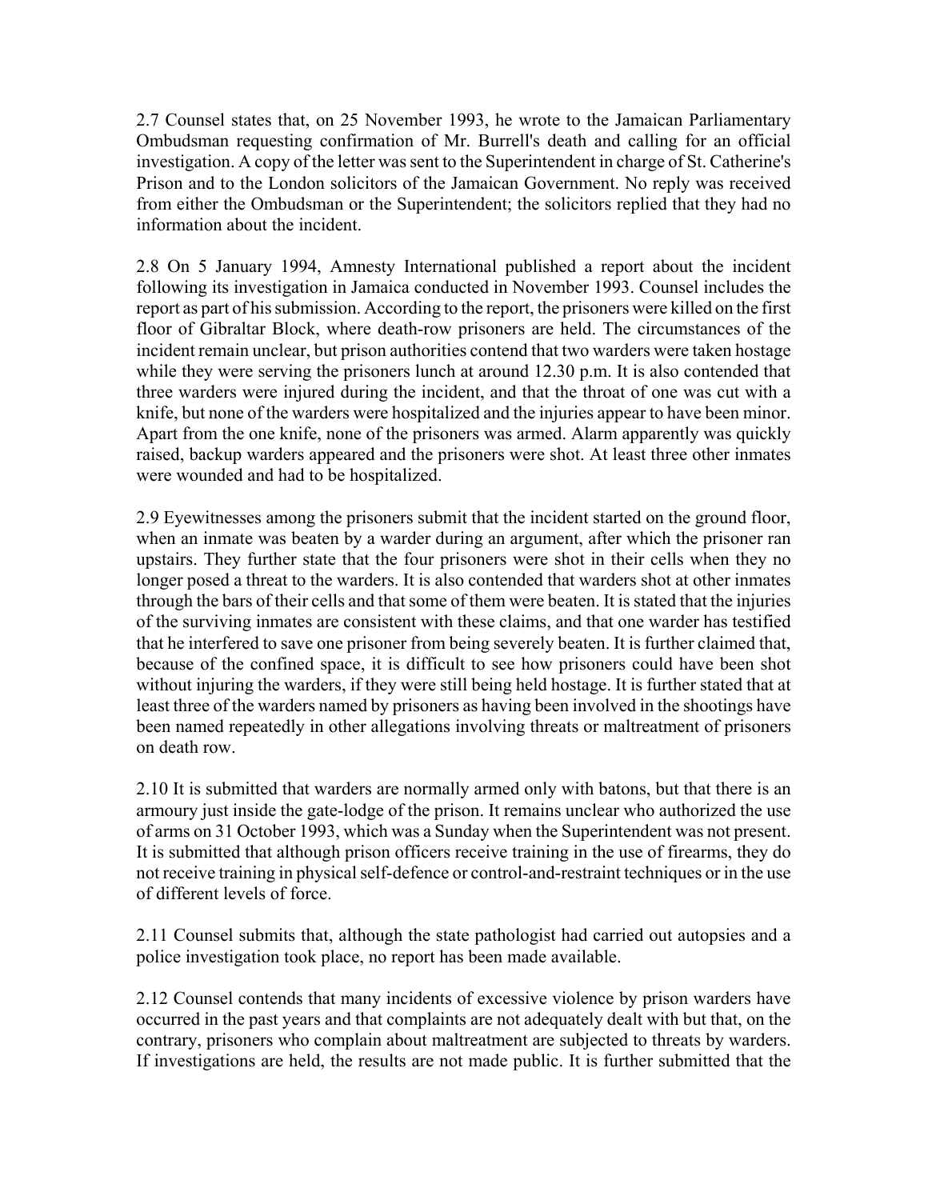2.7 Counsel states that, on 25 November 1993, he wrote to the Jamaican Parliamentary Ombudsman requesting confirmation of Mr. Burrell's death and calling for an official investigation. A copy of the letter was sent to the Superintendent in charge of St. Catherine's Prison and to the London solicitors of the Jamaican Government. No reply was received from either the Ombudsman or the Superintendent; the solicitors replied that they had no information about the incident.

2.8 On 5 January 1994, Amnesty International published a report about the incident following its investigation in Jamaica conducted in November 1993. Counsel includes the report as part of his submission. According to the report, the prisoners were killed on the first floor of Gibraltar Block, where death-row prisoners are held. The circumstances of the incident remain unclear, but prison authorities contend that two warders were taken hostage while they were serving the prisoners lunch at around 12.30 p.m. It is also contended that three warders were injured during the incident, and that the throat of one was cut with a knife, but none of the warders were hospitalized and the injuries appear to have been minor. Apart from the one knife, none of the prisoners was armed. Alarm apparently was quickly raised, backup warders appeared and the prisoners were shot. At least three other inmates were wounded and had to be hospitalized.

2.9 Eyewitnesses among the prisoners submit that the incident started on the ground floor, when an inmate was beaten by a warder during an argument, after which the prisoner ran upstairs. They further state that the four prisoners were shot in their cells when they no longer posed a threat to the warders. It is also contended that warders shot at other inmates through the bars of their cells and that some of them were beaten. It is stated that the injuries of the surviving inmates are consistent with these claims, and that one warder has testified that he interfered to save one prisoner from being severely beaten. It is further claimed that, because of the confined space, it is difficult to see how prisoners could have been shot without injuring the warders, if they were still being held hostage. It is further stated that at least three of the warders named by prisoners as having been involved in the shootings have been named repeatedly in other allegations involving threats or maltreatment of prisoners on death row.

2.10 It is submitted that warders are normally armed only with batons, but that there is an armoury just inside the gate-lodge of the prison. It remains unclear who authorized the use of arms on 31 October 1993, which was a Sunday when the Superintendent was not present. It is submitted that although prison officers receive training in the use of firearms, they do not receive training in physical self-defence or control-and-restraint techniques or in the use of different levels of force.

2.11 Counsel submits that, although the state pathologist had carried out autopsies and a police investigation took place, no report has been made available.

2.12 Counsel contends that many incidents of excessive violence by prison warders have occurred in the past years and that complaints are not adequately dealt with but that, on the contrary, prisoners who complain about maltreatment are subjected to threats by warders. If investigations are held, the results are not made public. It is further submitted that the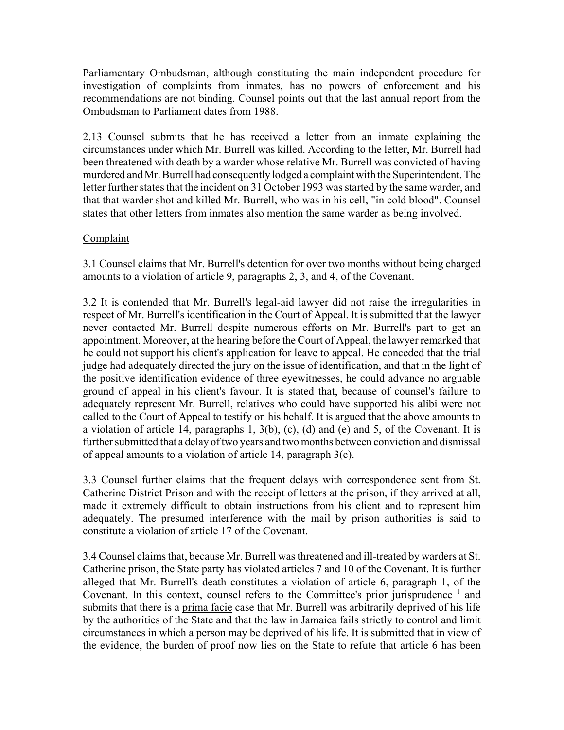Parliamentary Ombudsman, although constituting the main independent procedure for investigation of complaints from inmates, has no powers of enforcement and his recommendations are not binding. Counsel points out that the last annual report from the Ombudsman to Parliament dates from 1988.

2.13 Counsel submits that he has received a letter from an inmate explaining the circumstances under which Mr. Burrell was killed. According to the letter, Mr. Burrell had been threatened with death by a warder whose relative Mr. Burrell was convicted of having murdered and Mr. Burrell had consequently lodged a complaint with the Superintendent. The letter further states that the incident on 31 October 1993 was started by the same warder, and that that warder shot and killed Mr. Burrell, who was in his cell, "in cold blood". Counsel states that other letters from inmates also mention the same warder as being involved.

## Complaint

3.1 Counsel claims that Mr. Burrell's detention for over two months without being charged amounts to a violation of article 9, paragraphs 2, 3, and 4, of the Covenant.

3.2 It is contended that Mr. Burrell's legal-aid lawyer did not raise the irregularities in respect of Mr. Burrell's identification in the Court of Appeal. It is submitted that the lawyer never contacted Mr. Burrell despite numerous efforts on Mr. Burrell's part to get an appointment. Moreover, at the hearing before the Court of Appeal, the lawyer remarked that he could not support his client's application for leave to appeal. He conceded that the trial judge had adequately directed the jury on the issue of identification, and that in the light of the positive identification evidence of three eyewitnesses, he could advance no arguable ground of appeal in his client's favour. It is stated that, because of counsel's failure to adequately represent Mr. Burrell, relatives who could have supported his alibi were not called to the Court of Appeal to testify on his behalf. It is argued that the above amounts to a violation of article 14, paragraphs 1, 3(b), (c), (d) and (e) and 5, of the Covenant. It is further submitted that a delay of two years and two months between conviction and dismissal of appeal amounts to a violation of article 14, paragraph 3(c).

3.3 Counsel further claims that the frequent delays with correspondence sent from St. Catherine District Prison and with the receipt of letters at the prison, if they arrived at all, made it extremely difficult to obtain instructions from his client and to represent him adequately. The presumed interference with the mail by prison authorities is said to constitute a violation of article 17 of the Covenant.

3.4 Counsel claims that, because Mr. Burrell was threatened and ill-treated by warders at St. Catherine prison, the State party has violated articles 7 and 10 of the Covenant. It is further alleged that Mr. Burrell's death constitutes a violation of article 6, paragraph 1, of the Covenant. In this context, counsel refers to the Committee's prior jurisprudence [1] and submits that there is a prima facie case that Mr. Burrell was arbitrarily deprived of his life by the authorities of the State and that the law in Jamaica fails strictly to control and limit circumstances in which a person may be deprived of his life. It is submitted that in view of the evidence, the burden of proof now lies on the State to refute that article 6 has been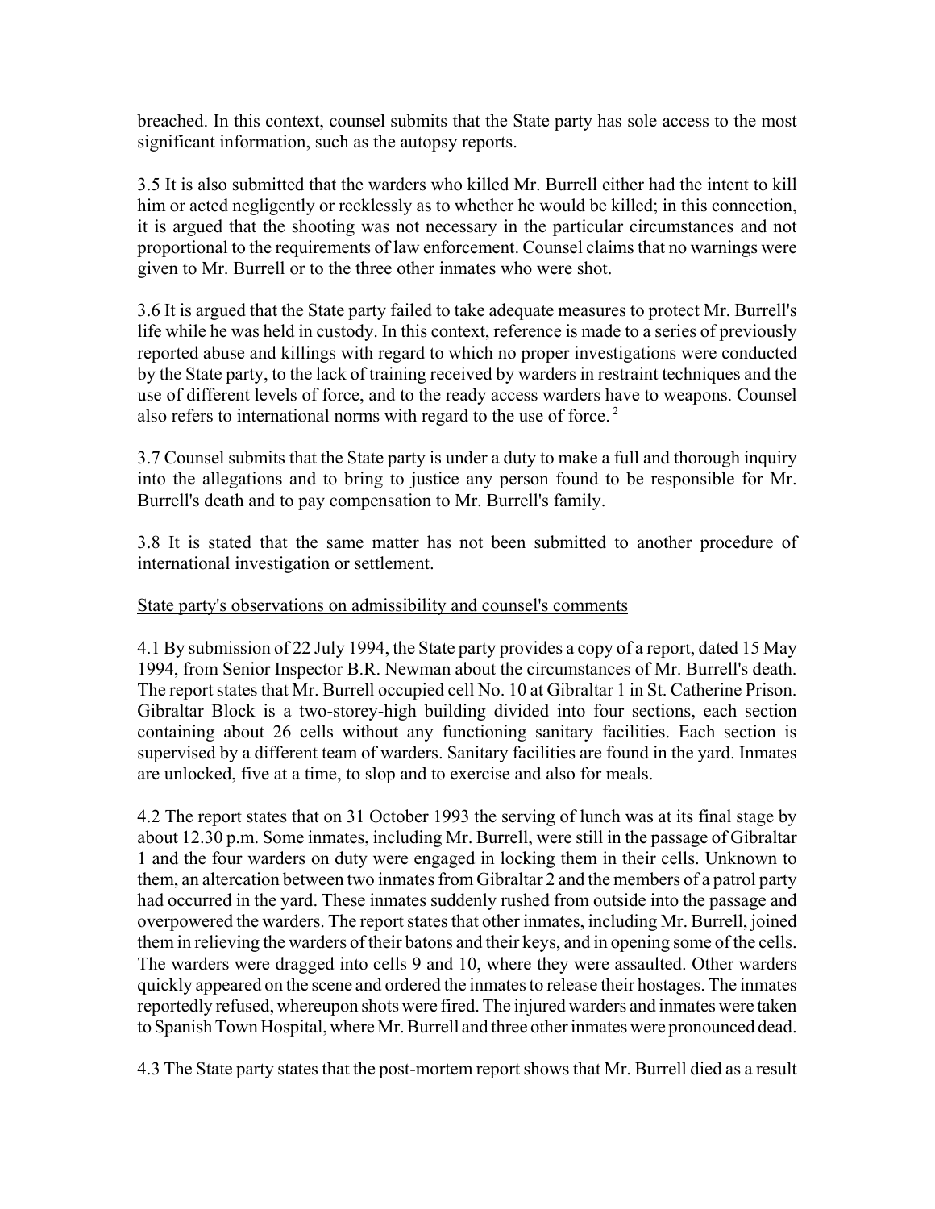breached. In this context, counsel submits that the State party has sole access to the most significant information, such as the autopsy reports.

3.5 It is also submitted that the warders who killed Mr. Burrell either had the intent to kill him or acted negligently or recklessly as to whether he would be killed; in this connection, it is argued that the shooting was not necessary in the particular circumstances and not proportional to the requirements of law enforcement. Counsel claims that no warnings were given to Mr. Burrell or to the three other inmates who were shot.

3.6 It is argued that the State party failed to take adequate measures to protect Mr. Burrell's life while he was held in custody. In this context, reference is made to a series of previously reported abuse and killings with regard to which no proper investigations were conducted by the State party, to the lack of training received by warders in restraint techniques and the use of different levels of force, and to the ready access warders have to weapons. Counsel also refers to international norms with regard to the use of force. [2]

3.7 Counsel submits that the State party is under a duty to make a full and thorough inquiry into the allegations and to bring to justice any person found to be responsible for Mr. Burrell's death and to pay compensation to Mr. Burrell's family.

3.8 It is stated that the same matter has not been submitted to another procedure of international investigation or settlement.

State party's observations on admissibility and counsel's comments

4.1 By submission of 22 July 1994, the State party provides a copy of a report, dated 15 May 1994, from Senior Inspector B.R. Newman about the circumstances of Mr. Burrell's death. The report states that Mr. Burrell occupied cell No. 10 at Gibraltar 1 in St. Catherine Prison. Gibraltar Block is a two-storey-high building divided into four sections, each section containing about 26 cells without any functioning sanitary facilities. Each section is supervised by a different team of warders. Sanitary facilities are found in the yard. Inmates are unlocked, five at a time, to slop and to exercise and also for meals.

4.2 The report states that on 31 October 1993 the serving of lunch was at its final stage by about 12.30 p.m. Some inmates, including Mr. Burrell, were still in the passage of Gibraltar 1 and the four warders on duty were engaged in locking them in their cells. Unknown to them, an altercation between two inmates from Gibraltar 2 and the members of a patrol party had occurred in the yard. These inmates suddenly rushed from outside into the passage and overpowered the warders. The report states that other inmates, including Mr. Burrell, joined them in relieving the warders of their batons and their keys, and in opening some of the cells. The warders were dragged into cells 9 and 10, where they were assaulted. Other warders quickly appeared on the scene and ordered the inmates to release their hostages. The inmates reportedly refused, whereupon shots were fired. The injured warders and inmates were taken to Spanish Town Hospital, where Mr. Burrell and three other inmates were pronounced dead.

4.3 The State party states that the post-mortem report shows that Mr. Burrell died as a result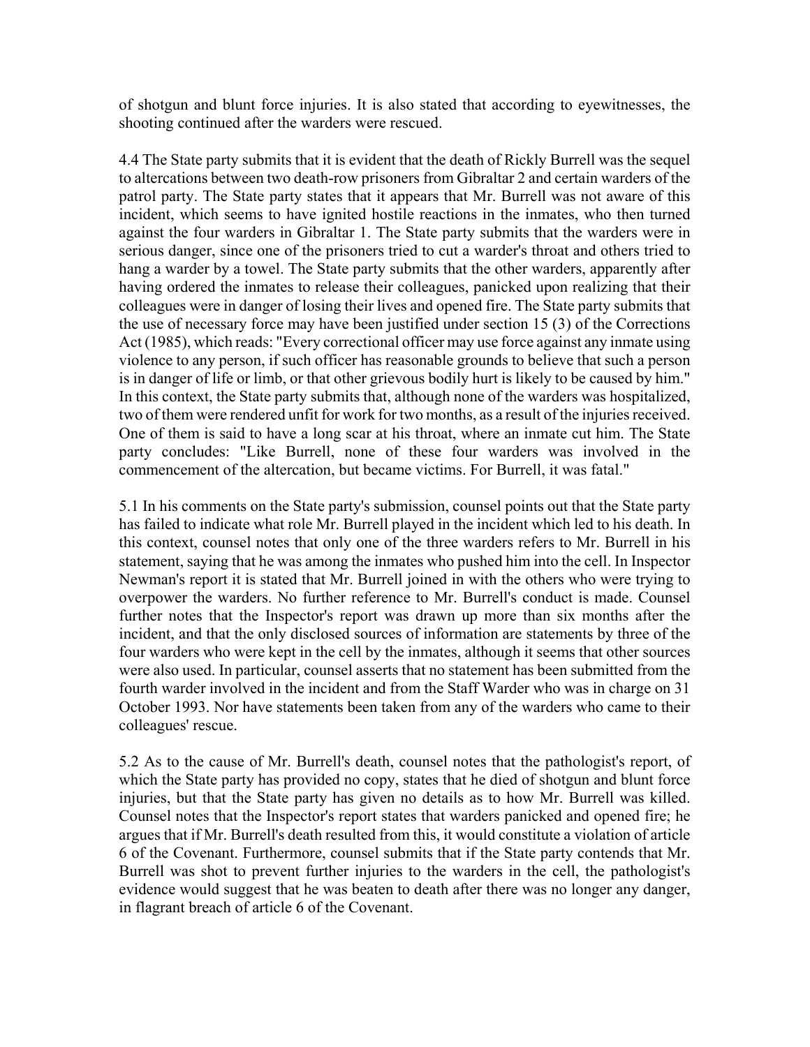of shotgun and blunt force injuries. It is also stated that according to eyewitnesses, the shooting continued after the warders were rescued.

4.4 The State party submits that it is evident that the death of Rickly Burrell was the sequel to altercations between two death-row prisoners from Gibraltar 2 and certain warders of the patrol party. The State party states that it appears that Mr. Burrell was not aware of this incident, which seems to have ignited hostile reactions in the inmates, who then turned against the four warders in Gibraltar 1. The State party submits that the warders were in serious danger, since one of the prisoners tried to cut a warder's throat and others tried to hang a warder by a towel. The State party submits that the other warders, apparently after having ordered the inmates to release their colleagues, panicked upon realizing that their colleagues were in danger of losing their lives and opened fire. The State party submits that the use of necessary force may have been justified under section 15 (3) of the Corrections Act (1985), which reads: "Every correctional officer may use force against any inmate using violence to any person, if such officer has reasonable grounds to believe that such a person is in danger of life or limb, or that other grievous bodily hurt is likely to be caused by him." In this context, the State party submits that, although none of the warders was hospitalized, two of them were rendered unfit for work for two months, as a result of the injuries received. One of them is said to have a long scar at his throat, where an inmate cut him. The State party concludes: "Like Burrell, none of these four warders was involved in the commencement of the altercation, but became victims. For Burrell, it was fatal."

5.1 In his comments on the State party's submission, counsel points out that the State party has failed to indicate what role Mr. Burrell played in the incident which led to his death. In this context, counsel notes that only one of the three warders refers to Mr. Burrell in his statement, saying that he was among the inmates who pushed him into the cell. In Inspector Newman's report it is stated that Mr. Burrell joined in with the others who were trying to overpower the warders. No further reference to Mr. Burrell's conduct is made. Counsel further notes that the Inspector's report was drawn up more than six months after the incident, and that the only disclosed sources of information are statements by three of the four warders who were kept in the cell by the inmates, although it seems that other sources were also used. In particular, counsel asserts that no statement has been submitted from the fourth warder involved in the incident and from the Staff Warder who was in charge on 31 October 1993. Nor have statements been taken from any of the warders who came to their colleagues' rescue.

5.2 As to the cause of Mr. Burrell's death, counsel notes that the pathologist's report, of which the State party has provided no copy, states that he died of shotgun and blunt force injuries, but that the State party has given no details as to how Mr. Burrell was killed. Counsel notes that the Inspector's report states that warders panicked and opened fire; he argues that if Mr. Burrell's death resulted from this, it would constitute a violation of article 6 of the Covenant. Furthermore, counsel submits that if the State party contends that Mr. Burrell was shot to prevent further injuries to the warders in the cell, the pathologist's evidence would suggest that he was beaten to death after there was no longer any danger, in flagrant breach of article 6 of the Covenant.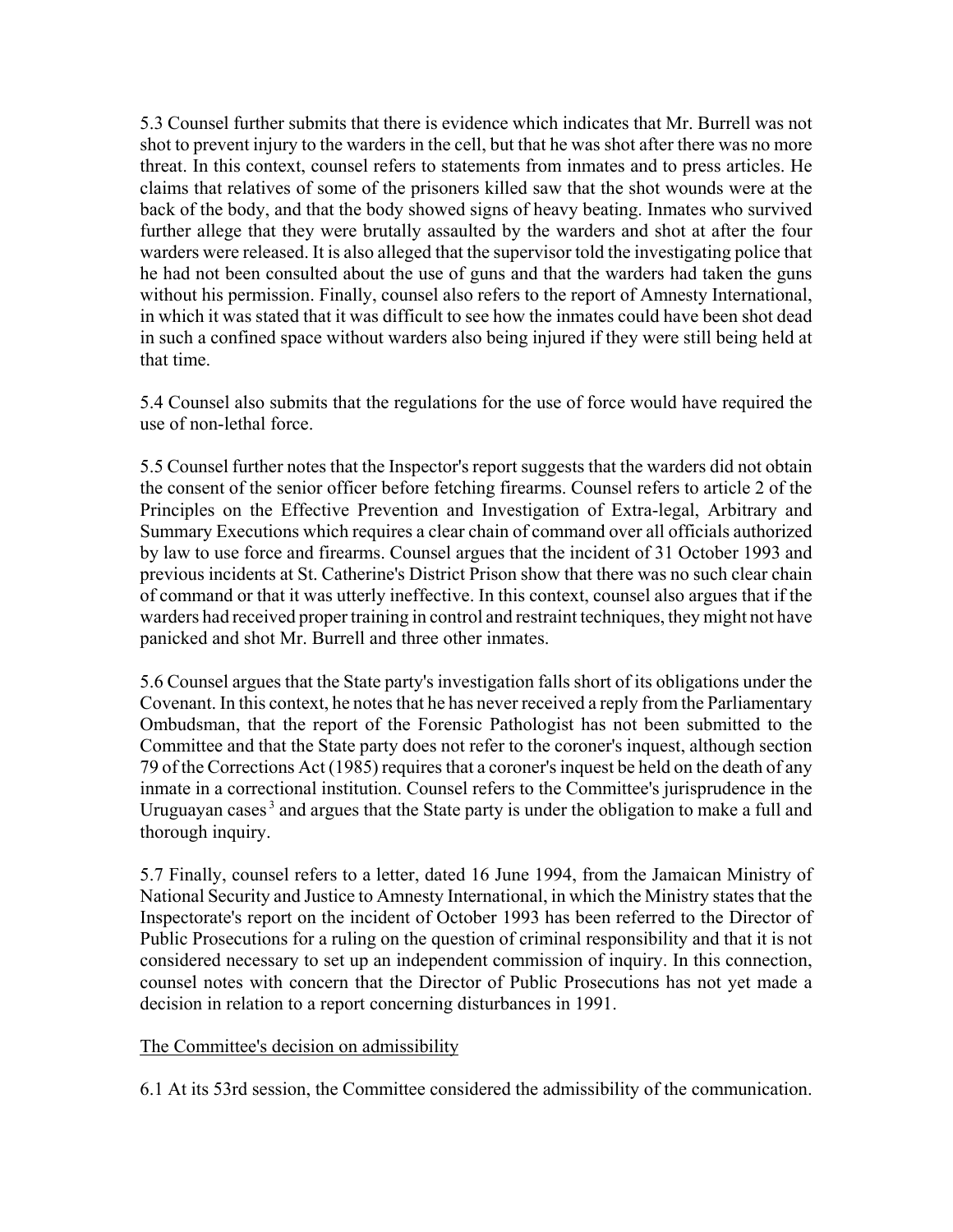5.3 Counsel further submits that there is evidence which indicates that Mr. Burrell was not shot to prevent injury to the warders in the cell, but that he was shot after there was no more threat. In this context, counsel refers to statements from inmates and to press articles. He claims that relatives of some of the prisoners killed saw that the shot wounds were at the back of the body, and that the body showed signs of heavy beating. Inmates who survived further allege that they were brutally assaulted by the warders and shot at after the four warders were released. It is also alleged that the supervisor told the investigating police that he had not been consulted about the use of guns and that the warders had taken the guns without his permission. Finally, counsel also refers to the report of Amnesty International, in which it was stated that it was difficult to see how the inmates could have been shot dead in such a confined space without warders also being injured if they were still being held at that time.

5.4 Counsel also submits that the regulations for the use of force would have required the use of non-lethal force.

5.5 Counsel further notes that the Inspector's report suggests that the warders did not obtain the consent of the senior officer before fetching firearms. Counsel refers to article 2 of the Principles on the Effective Prevention and Investigation of Extra-legal, Arbitrary and Summary Executions which requires a clear chain of command over all officials authorized by law to use force and firearms. Counsel argues that the incident of 31 October 1993 and previous incidents at St. Catherine's District Prison show that there was no such clear chain of command or that it was utterly ineffective. In this context, counsel also argues that if the warders had received proper training in control and restraint techniques, they might not have panicked and shot Mr. Burrell and three other inmates.

5.6 Counsel argues that the State party's investigation falls short of its obligations under the Covenant. In this context, he notes that he has never received a reply from the Parliamentary Ombudsman, that the report of the Forensic Pathologist has not been submitted to the Committee and that the State party does not refer to the coroner's inquest, although section 79 of the Corrections Act (1985) requires that a coroner's inquest be held on the death of any inmate in a correctional institution. Counsel refers to the Committee's jurisprudence in the Uruguayan cases[3] and argues that the State party is under the obligation to make a full and thorough inquiry.

5.7 Finally, counsel refers to a letter, dated 16 June 1994, from the Jamaican Ministry of National Security and Justice to Amnesty International, in which the Ministry states that the Inspectorate's report on the incident of October 1993 has been referred to the Director of Public Prosecutions for a ruling on the question of criminal responsibility and that it is not considered necessary to set up an independent commission of inquiry. In this connection, counsel notes with concern that the Director of Public Prosecutions has not yet made a decision in relation to a report concerning disturbances in 1991.

The Committee's decision on admissibility

6.1 At its 53rd session, the Committee considered the admissibility of the communication.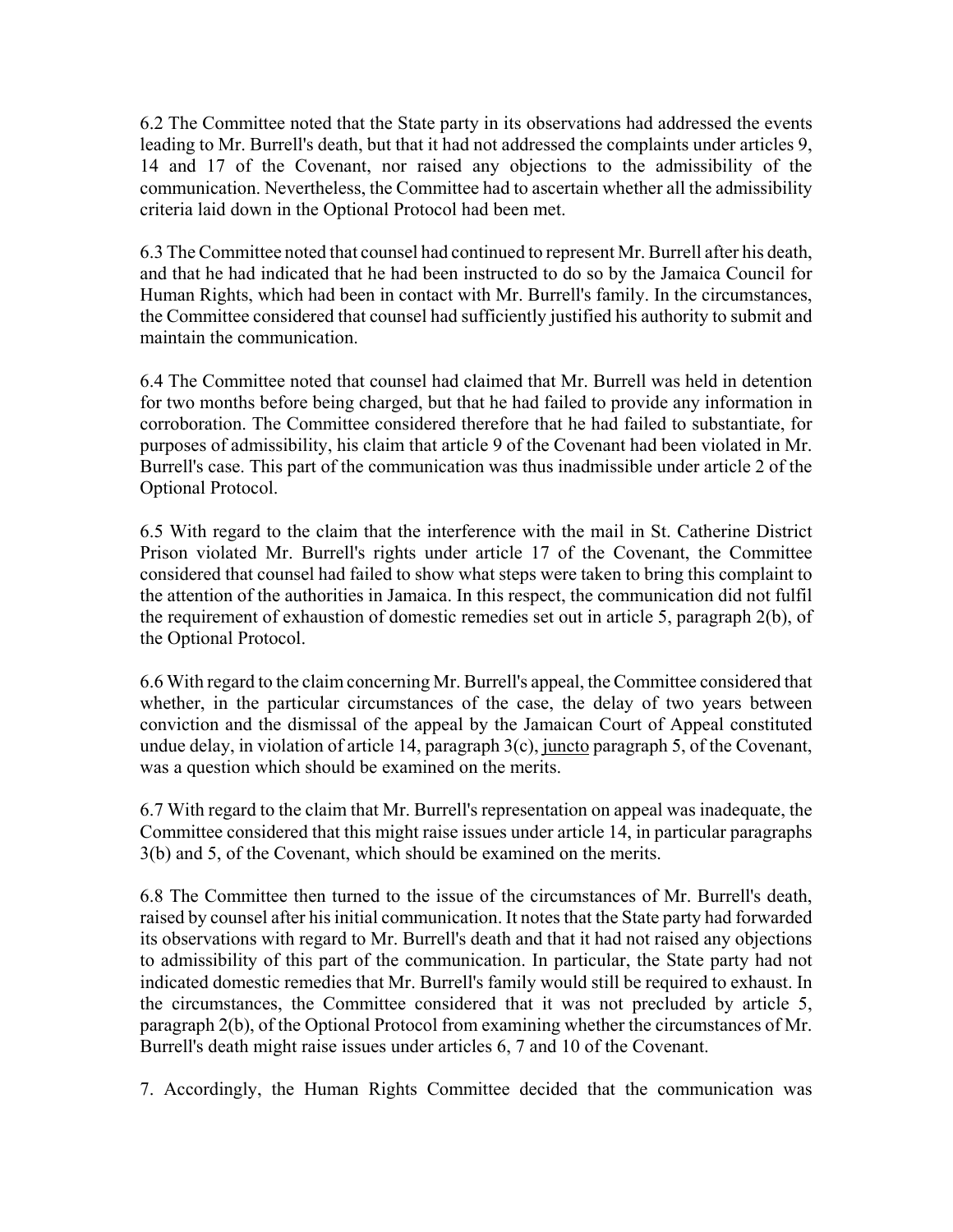6.2 The Committee noted that the State party in its observations had addressed the events leading to Mr. Burrell's death, but that it had not addressed the complaints under articles 9, 14 and 17 of the Covenant, nor raised any objections to the admissibility of the communication. Nevertheless, the Committee had to ascertain whether all the admissibility criteria laid down in the Optional Protocol had been met.

6.3 The Committee noted that counsel had continued to represent Mr. Burrell after his death, and that he had indicated that he had been instructed to do so by the Jamaica Council for Human Rights, which had been in contact with Mr. Burrell's family. In the circumstances, the Committee considered that counsel had sufficiently justified his authority to submit and maintain the communication.

6.4 The Committee noted that counsel had claimed that Mr. Burrell was held in detention for two months before being charged, but that he had failed to provide any information in corroboration. The Committee considered therefore that he had failed to substantiate, for purposes of admissibility, his claim that article 9 of the Covenant had been violated in Mr. Burrell's case. This part of the communication was thus inadmissible under article 2 of the Optional Protocol.

6.5 With regard to the claim that the interference with the mail in St. Catherine District Prison violated Mr. Burrell's rights under article 17 of the Covenant, the Committee considered that counsel had failed to show what steps were taken to bring this complaint to the attention of the authorities in Jamaica. In this respect, the communication did not fulfil the requirement of exhaustion of domestic remedies set out in article 5, paragraph 2(b), of the Optional Protocol.

6.6 With regard to the claim concerning Mr. Burrell's appeal, the Committee considered that whether, in the particular circumstances of the case, the delay of two years between conviction and the dismissal of the appeal by the Jamaican Court of Appeal constituted undue delay, in violation of article 14, paragraph 3(c), <u>juncto</u> paragraph 5, of the Covenant, was a question which should be examined on the merits.

6.7 With regard to the claim that Mr. Burrell's representation on appeal was inadequate, the Committee considered that this might raise issues under article 14, in particular paragraphs 3(b) and 5, of the Covenant, which should be examined on the merits.

6.8 The Committee then turned to the issue of the circumstances of Mr. Burrell's death, raised by counsel after his initial communication. It notes that the State party had forwarded its observations with regard to Mr. Burrell's death and that it had not raised any objections to admissibility of this part of the communication. In particular, the State party had not indicated domestic remedies that Mr. Burrell's family would still be required to exhaust. In the circumstances, the Committee considered that it was not precluded by article 5, paragraph 2(b), of the Optional Protocol from examining whether the circumstances of Mr. Burrell's death might raise issues under articles 6, 7 and 10 of the Covenant.

7. Accordingly, the Human Rights Committee decided that the communication was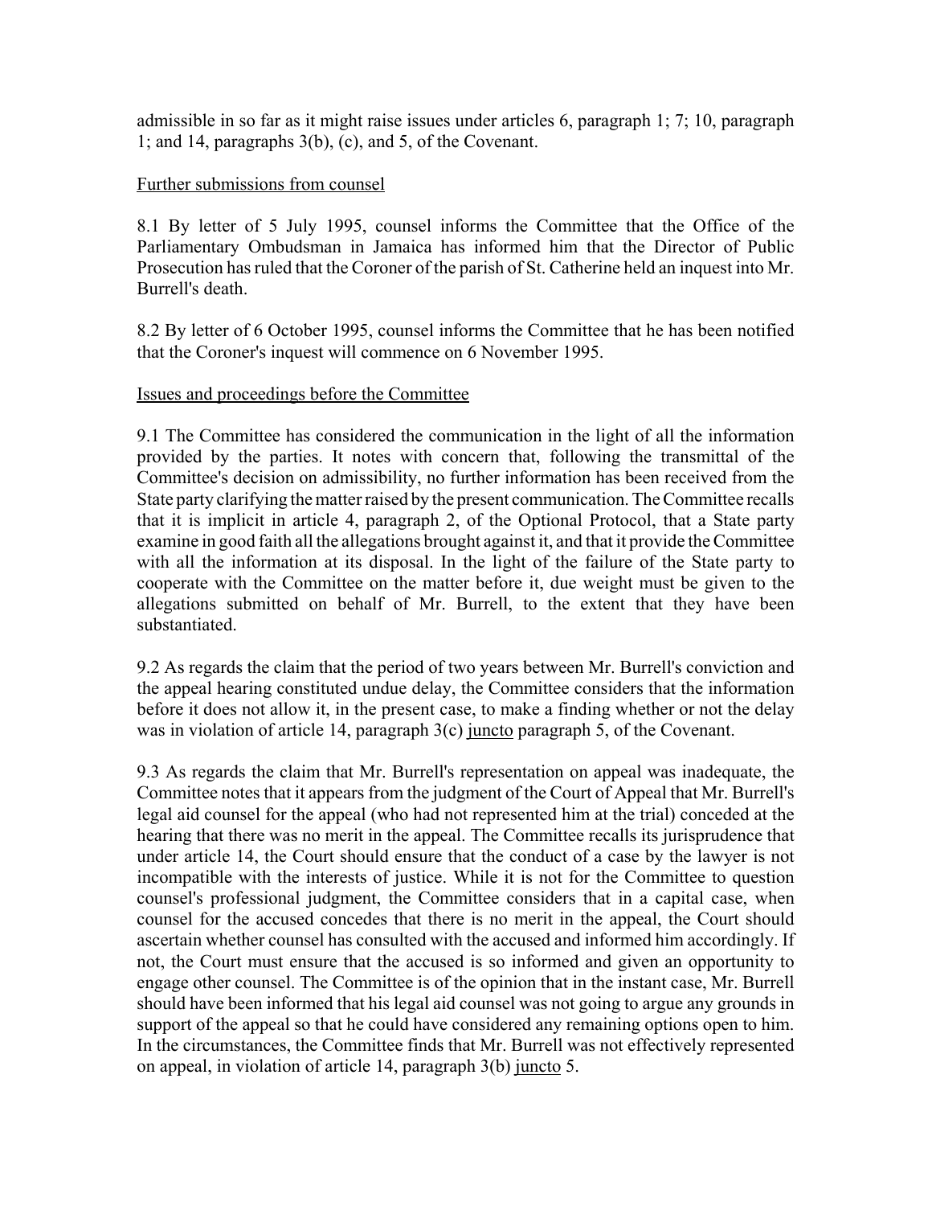admissible in so far as it might raise issues under articles 6, paragraph 1; 7; 10, paragraph 1; and 14, paragraphs 3(b), (c), and 5, of the Covenant.

Further submissions from counsel

8.1 By letter of 5 July 1995, counsel informs the Committee that the Office of the Parliamentary Ombudsman in Jamaica has informed him that the Director of Public Prosecution has ruled that the Coroner of the parish of St. Catherine held an inquest into Mr. Burrell's death.

8.2 By letter of 6 October 1995, counsel informs the Committee that he has been notified that the Coroner's inquest will commence on 6 November 1995.

Issues and proceedings before the Committee

9.1 The Committee has considered the communication in the light of all the information provided by the parties. It notes with concern that, following the transmittal of the Committee's decision on admissibility, no further information has been received from the State party clarifying the matter raised by the present communication. The Committee recalls that it is implicit in article 4, paragraph 2, of the Optional Protocol, that a State party examine in good faith all the allegations brought against it, and that it provide the Committee with all the information at its disposal. In the light of the failure of the State party to cooperate with the Committee on the matter before it, due weight must be given to the allegations submitted on behalf of Mr. Burrell, to the extent that they have been substantiated.

9.2 As regards the claim that the period of two years between Mr. Burrell's conviction and the appeal hearing constituted undue delay, the Committee considers that the information before it does not allow it, in the present case, to make a finding whether or not the delay was in violation of article 14, paragraph 3(c) juncto paragraph 5, of the Covenant.

9.3 As regards the claim that Mr. Burrell's representation on appeal was inadequate, the Committee notes that it appears from the judgment of the Court of Appeal that Mr. Burrell's legal aid counsel for the appeal (who had not represented him at the trial) conceded at the hearing that there was no merit in the appeal. The Committee recalls its jurisprudence that under article 14, the Court should ensure that the conduct of a case by the lawyer is not incompatible with the interests of justice. While it is not for the Committee to question counsel's professional judgment, the Committee considers that in a capital case, when counsel for the accused concedes that there is no merit in the appeal, the Court should ascertain whether counsel has consulted with the accused and informed him accordingly. If not, the Court must ensure that the accused is so informed and given an opportunity to engage other counsel. The Committee is of the opinion that in the instant case, Mr. Burrell should have been informed that his legal aid counsel was not going to argue any grounds in support of the appeal so that he could have considered any remaining options open to him. In the circumstances, the Committee finds that Mr. Burrell was not effectively represented on appeal, in violation of article 14, paragraph 3(b) juncto 5.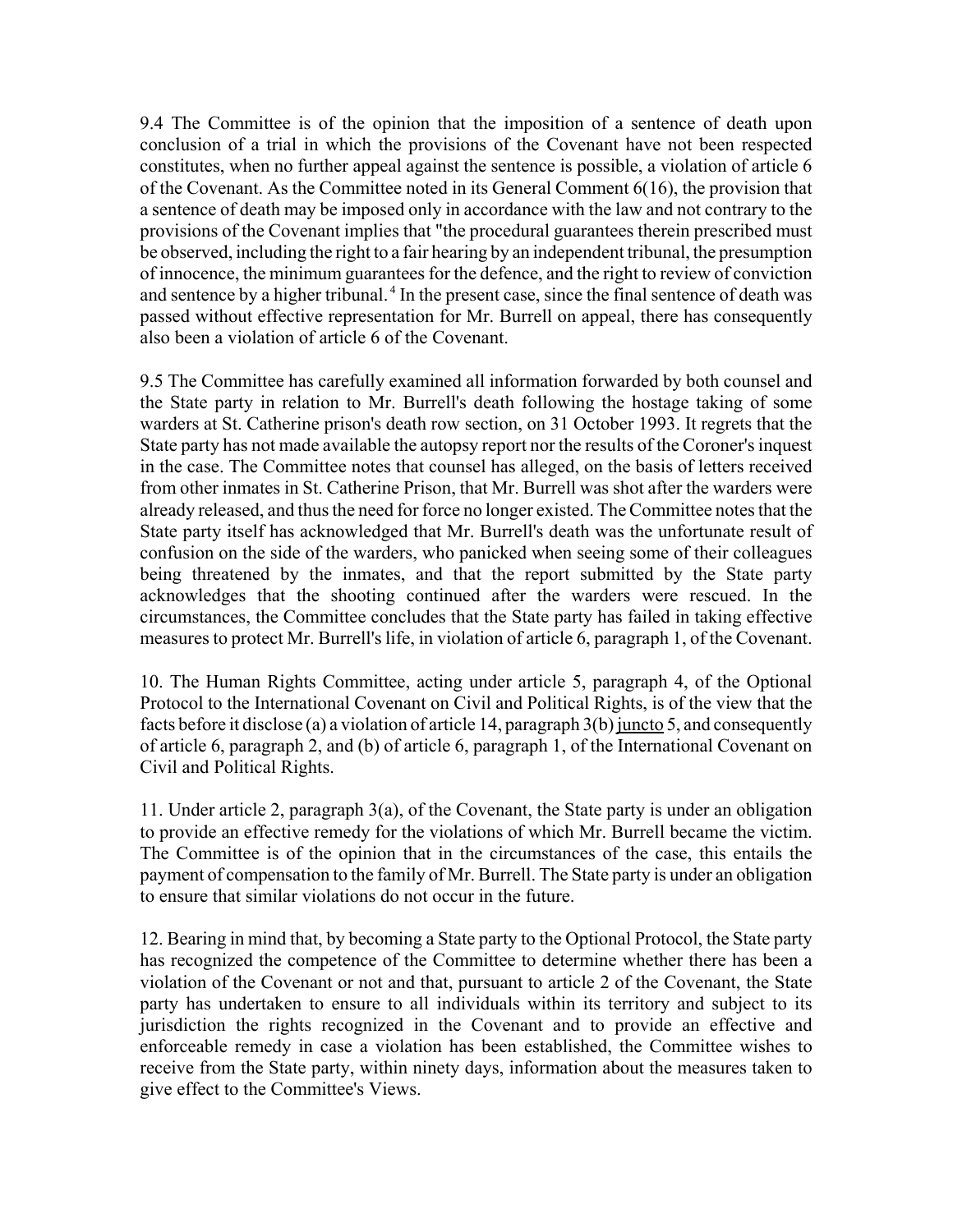9.4 The Committee is of the opinion that the imposition of a sentence of death upon conclusion of a trial in which the provisions of the Covenant have not been respected constitutes, when no further appeal against the sentence is possible, a violation of article 6 of the Covenant. As the Committee noted in its General Comment 6(16), the provision that a sentence of death may be imposed only in accordance with the law and not contrary to the provisions of the Covenant implies that "the procedural guarantees therein prescribed must be observed, including the right to a fair hearing by an independent tribunal, the presumption of innocence, the minimum guarantees for the defence, and the right to review of conviction and sentence by a higher tribunal.[4] In the present case, since the final sentence of death was passed without effective representation for Mr. Burrell on appeal, there has consequently also been a violation of article 6 of the Covenant.

9.5 The Committee has carefully examined all information forwarded by both counsel and the State party in relation to Mr. Burrell's death following the hostage taking of some warders at St. Catherine prison's death row section, on 31 October 1993. It regrets that the State party has not made available the autopsy report nor the results of the Coroner's inquest in the case. The Committee notes that counsel has alleged, on the basis of letters received from other inmates in St. Catherine Prison, that Mr. Burrell was shot after the warders were already released, and thus the need for force no longer existed. The Committee notes that the State party itself has acknowledged that Mr. Burrell's death was the unfortunate result of confusion on the side of the warders, who panicked when seeing some of their colleagues being threatened by the inmates, and that the report submitted by the State party acknowledges that the shooting continued after the warders were rescued. In the circumstances, the Committee concludes that the State party has failed in taking effective measures to protect Mr. Burrell's life, in violation of article 6, paragraph 1, of the Covenant.

10. The Human Rights Committee, acting under article 5, paragraph 4, of the Optional Protocol to the International Covenant on Civil and Political Rights, is of the view that the facts before it disclose (a) a violation of article 14, paragraph 3(b) juncto 5, and consequently of article 6, paragraph 2, and (b) of article 6, paragraph 1, of the International Covenant on Civil and Political Rights.

11. Under article 2, paragraph 3(a), of the Covenant, the State party is under an obligation to provide an effective remedy for the violations of which Mr. Burrell became the victim. The Committee is of the opinion that in the circumstances of the case, this entails the payment of compensation to the family of Mr. Burrell. The State party is under an obligation to ensure that similar violations do not occur in the future.

12. Bearing in mind that, by becoming a State party to the Optional Protocol, the State party has recognized the competence of the Committee to determine whether there has been a violation of the Covenant or not and that, pursuant to article 2 of the Covenant, the State party has undertaken to ensure to all individuals within its territory and subject to its jurisdiction the rights recognized in the Covenant and to provide an effective and enforceable remedy in case a violation has been established, the Committee wishes to receive from the State party, within ninety days, information about the measures taken to give effect to the Committee's Views.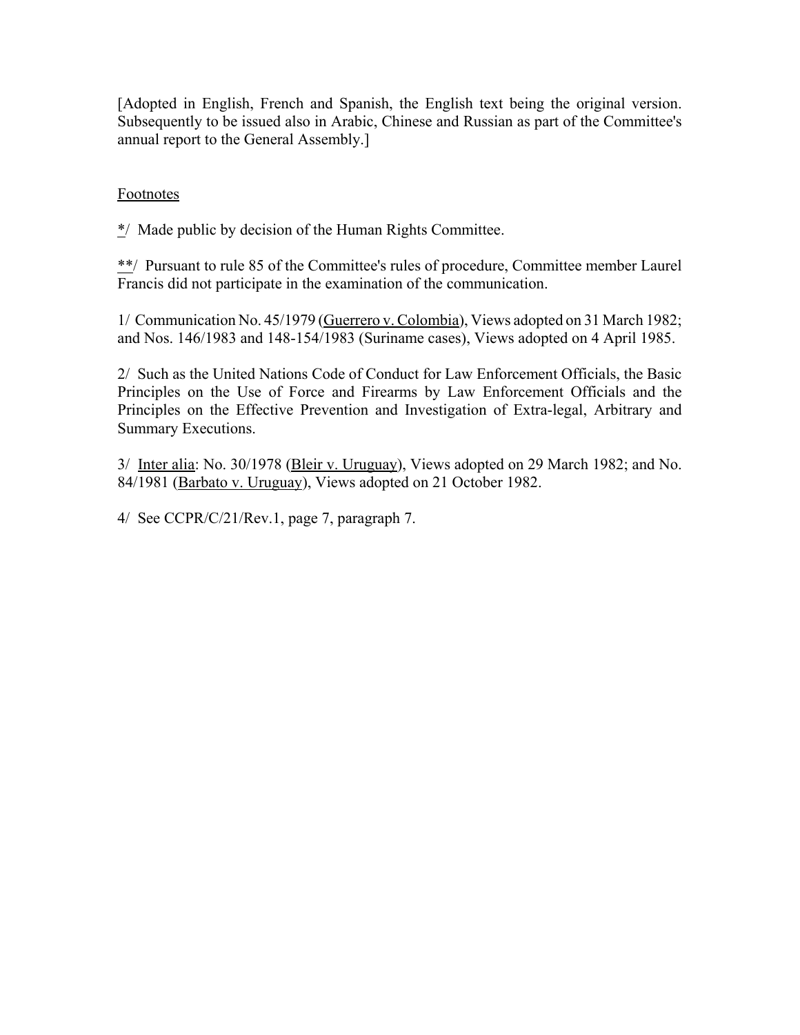[Adopted in English, French and Spanish, the English text being the original version. Subsequently to be issued also in Arabic, Chinese and Russian as part of the Committee's annual report to the General Assembly.]

Footnotes

*/ Made public by decision of the Human Rights Committee.

**/ Pursuant to rule 85 of the Committee's rules of procedure, Committee member Laurel Francis did not participate in the examination of the communication.

1/ Communication No. 45/1979 (Guerrero v. Colombia), Views adopted on 31 March 1982; and Nos. 146/1983 and 148-154/1983 (Suriname cases), Views adopted on 4 April 1985.

2/ Such as the United Nations Code of Conduct for Law Enforcement Officials, the Basic Principles on the Use of Force and Firearms by Law Enforcement Officials and the Principles on the Effective Prevention and Investigation of Extra-legal, Arbitrary and Summary Executions.

3/ Inter alia: No. 30/1978 (Bleir v. Uruguay), Views adopted on 29 March 1982; and No. 84/1981 (Barbato v. Uruguay), Views adopted on 21 October 1982.

4/ See CCPR/C/21/Rev.1, page 7, paragraph 7.